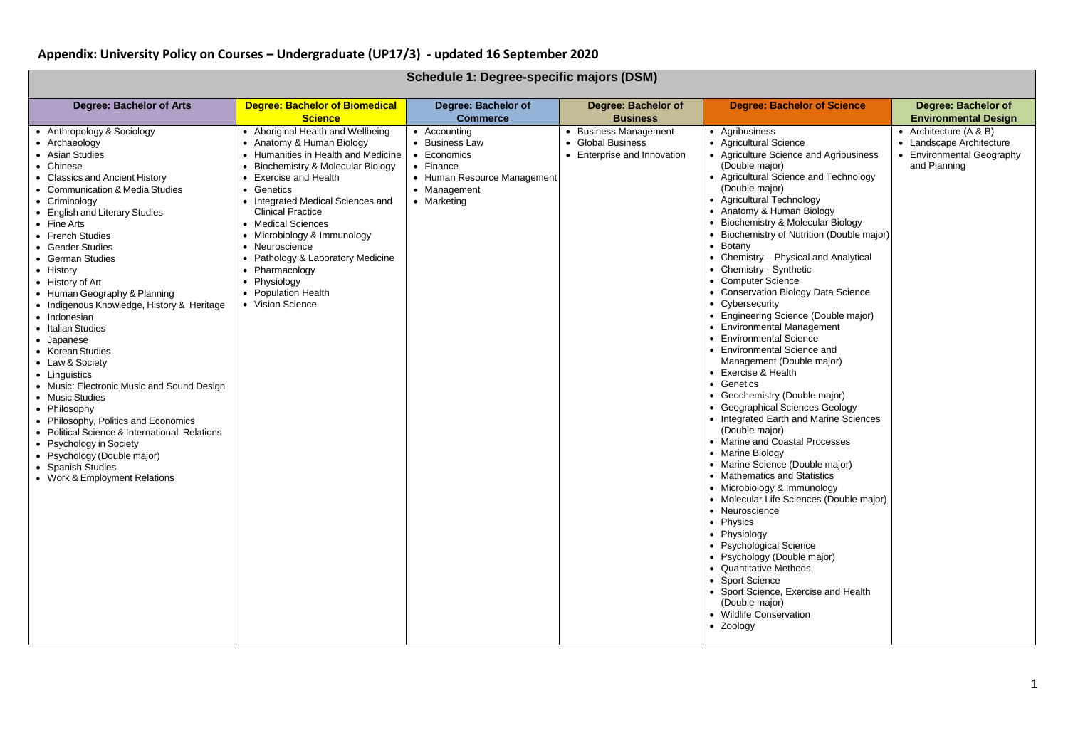## Appendix: University Policy on Courses – Undergraduate (UP17/3) - updated 16 September 2020

### Schedule 1: Degree-specific majors (DSM)

| Degree: Bachelor of Arts | Degree: Bachelor of Biomedical Science | Degree: Bachelor of Commerce | Degree: Bachelor of Business | Degree: Bachelor of Science | Degree: Bachelor of Environmental Design |
|---|---|---|---|---|---|
| • Anthropology & Sociology<br>• Archaeology<br>• Asian Studies<br>• Chinese<br>• Classics and Ancient History<br>• Communication & Media Studies<br>• Criminology<br>• English and Literary Studies<br>• Fine Arts<br>• French Studies<br>• Gender Studies<br>• German Studies<br>• History<br>• History of Art<br>• Human Geography & Planning<br>• Indigenous Knowledge, History & Heritage<br>• Indonesian<br>• Italian Studies<br>• Japanese<br>• Korean Studies<br>• Law & Society<br>• Linguistics<br>• Music: Electronic Music and Sound Design<br>• Music Studies<br>• Philosophy<br>• Philosophy, Politics and Economics<br>• Political Science & International Relations<br>• Psychology in Society<br>• Psychology (Double major)<br>• Spanish Studies<br>• Work & Employment Relations | • Aboriginal Health and Wellbeing<br>• Anatomy & Human Biology<br>• Humanities in Health and Medicine<br>• Biochemistry & Molecular Biology<br>• Exercise and Health<br>• Genetics<br>• Integrated Medical Sciences and Clinical Practice<br>• Medical Sciences<br>• Microbiology & Immunology<br>• Neuroscience<br>• Pathology & Laboratory Medicine<br>• Pharmacology<br>• Physiology<br>• Population Health<br>• Vision Science | • Accounting<br>• Business Law<br>• Economics<br>• Finance<br>• Human Resource Management<br>• Management<br>• Marketing | • Business Management<br>• Global Business<br>• Enterprise and Innovation | • Agribusiness<br>• Agricultural Science<br>• Agriculture Science and Agribusiness (Double major)<br>• Agricultural Science and Technology (Double major)<br>• Agricultural Technology<br>• Anatomy & Human Biology<br>• Biochemistry & Molecular Biology<br>• Biochemistry of Nutrition (Double major)<br>• Botany<br>• Chemistry – Physical and Analytical<br>• Chemistry - Synthetic<br>• Computer Science<br>• Conservation Biology Data Science<br>• Cybersecurity<br>• Engineering Science (Double major)<br>• Environmental Management<br>• Environmental Science<br>• Environmental Science and Management (Double major)<br>• Exercise & Health<br>• Genetics<br>• Geochemistry (Double major)<br>• Geographical Sciences Geology<br>• Integrated Earth and Marine Sciences (Double major)<br>• Marine and Coastal Processes<br>• Marine Biology<br>• Marine Science (Double major)<br>• Mathematics and Statistics<br>• Microbiology & Immunology<br>• Molecular Life Sciences (Double major)<br>• Neuroscience<br>• Physics<br>• Physiology<br>• Psychological Science<br>• Psychology (Double major)<br>• Quantitative Methods<br>• Sport Science<br>• Sport Science, Exercise and Health (Double major)<br>• Wildlife Conservation<br>• Zoology | • Architecture (A & B)<br>• Landscape Architecture<br>• Environmental Geography and Planning |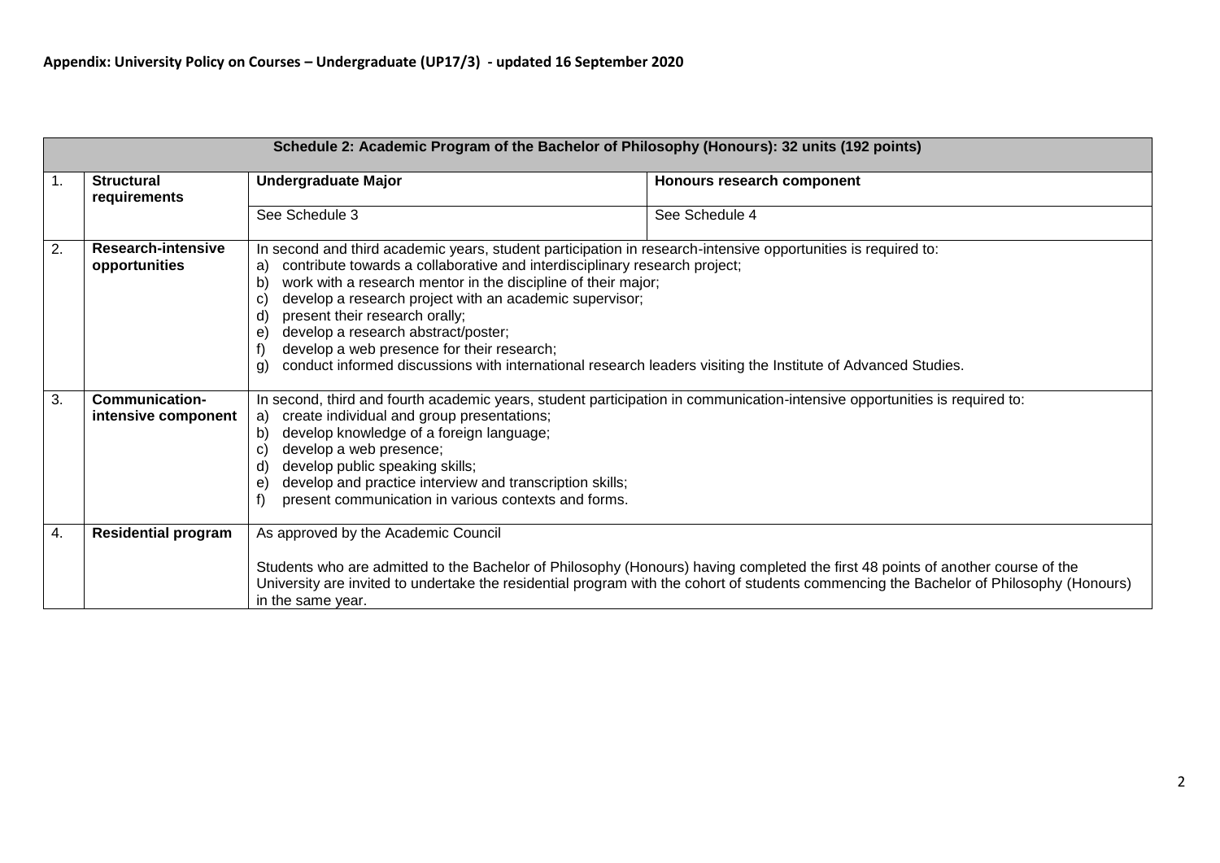**Appendix: University Policy on Courses – Undergraduate (UP17/3) - updated 16 September 2020**

| Schedule 2: Academic Program of the Bachelor of Philosophy (Honours): 32 units (192 points) | | | |
|---|---|---|---|
| 1. | **Structural requirements** | **Undergraduate Major** | **Honours research component** |
| | | See Schedule 3 | See Schedule 4 |
| 2. | **Research-intensive opportunities** | In second and third academic years, student participation in research-intensive opportunities is required to:<br>a) contribute towards a collaborative and interdisciplinary research project;<br>b) work with a research mentor in the discipline of their major;<br>c) develop a research project with an academic supervisor;<br>d) present their research orally;<br>e) develop a research abstract/poster;<br>f) develop a web presence for their research;<br>g) conduct informed discussions with international research leaders visiting the Institute of Advanced Studies. | |
| 3. | **Communication-intensive component** | In second, third and fourth academic years, student participation in communication-intensive opportunities is required to:<br>a) create individual and group presentations;<br>b) develop knowledge of a foreign language;<br>c) develop a web presence;<br>d) develop public speaking skills;<br>e) develop and practice interview and transcription skills;<br>f) present communication in various contexts and forms. | |
| 4. | **Residential program** | As approved by the Academic Council<br><br>Students who are admitted to the Bachelor of Philosophy (Honours) having completed the first 48 points of another course of the University are invited to undertake the residential program with the cohort of students commencing the Bachelor of Philosophy (Honours) in the same year. | |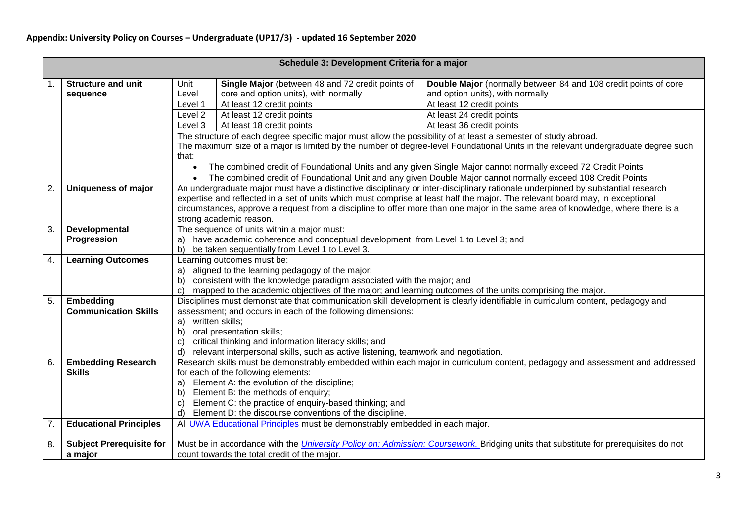## Appendix: University Policy on Courses – Undergraduate (UP17/3) - updated 16 September 2020

| Schedule 3: Development Criteria for a major | | | | |
|---|---|---|---|---|
| 1. | **Structure and unit sequence** | Unit Level | **Single Major** (between 48 and 72 credit points of core and option units), with normally | **Double Major** (normally between 84 and 108 credit points of core and option units), with normally |
| | | Level 1 | At least 12 credit points | At least 12 credit points |
| | | Level 2 | At least 12 credit points | At least 24 credit points |
| | | Level 3 | At least 18 credit points | At least 36 credit points |
| | | The structure of each degree specific major must allow the possibility of at least a semester of study abroad.<br>The maximum size of a major is limited by the number of degree-level Foundational Units in the relevant undergraduate degree such that:<br>• The combined credit of Foundational Units and any given Single Major cannot normally exceed 72 Credit Points<br>• The combined credit of Foundational Unit and any given Double Major cannot normally exceed 108 Credit Points | | |
| 2. | **Uniqueness of major** | An undergraduate major must have a distinctive disciplinary or inter-disciplinary rationale underpinned by substantial research expertise and reflected in a set of units which must comprise at least half the major. The relevant board may, in exceptional circumstances, approve a request from a discipline to offer more than one major in the same area of knowledge, where there is a strong academic reason. | | |
| 3. | **Developmental Progression** | The sequence of units within a major must:<br>a) have academic coherence and conceptual development from Level 1 to Level 3; and<br>b) be taken sequentially from Level 1 to Level 3. | | |
| 4. | **Learning Outcomes** | Learning outcomes must be:<br>a) aligned to the learning pedagogy of the major;<br>b) consistent with the knowledge paradigm associated with the major; and<br>c) mapped to the academic objectives of the major; and learning outcomes of the units comprising the major. | | |
| 5. | **Embedding Communication Skills** | Disciplines must demonstrate that communication skill development is clearly identifiable in curriculum content, pedagogy and assessment; and occurs in each of the following dimensions:<br>a) written skills;<br>b) oral presentation skills;<br>c) critical thinking and information literacy skills; and<br>d) relevant interpersonal skills, such as active listening, teamwork and negotiation. | | |
| 6. | **Embedding Research Skills** | Research skills must be demonstrably embedded within each major in curriculum content, pedagogy and assessment and addressed for each of the following elements:<br>a) Element A: the evolution of the discipline;<br>b) Element B: the methods of enquiry;<br>c) Element C: the practice of enquiry-based thinking; and<br>d) Element D: the discourse conventions of the discipline. | | |
| 7. | **Educational Principles** | All UWA Educational Principles must be demonstrably embedded in each major. | | |
| 8. | **Subject Prerequisite for a major** | Must be in accordance with the *University Policy on: Admission: Coursework*. Bridging units that substitute for prerequisites do not count towards the total credit of the major. | | |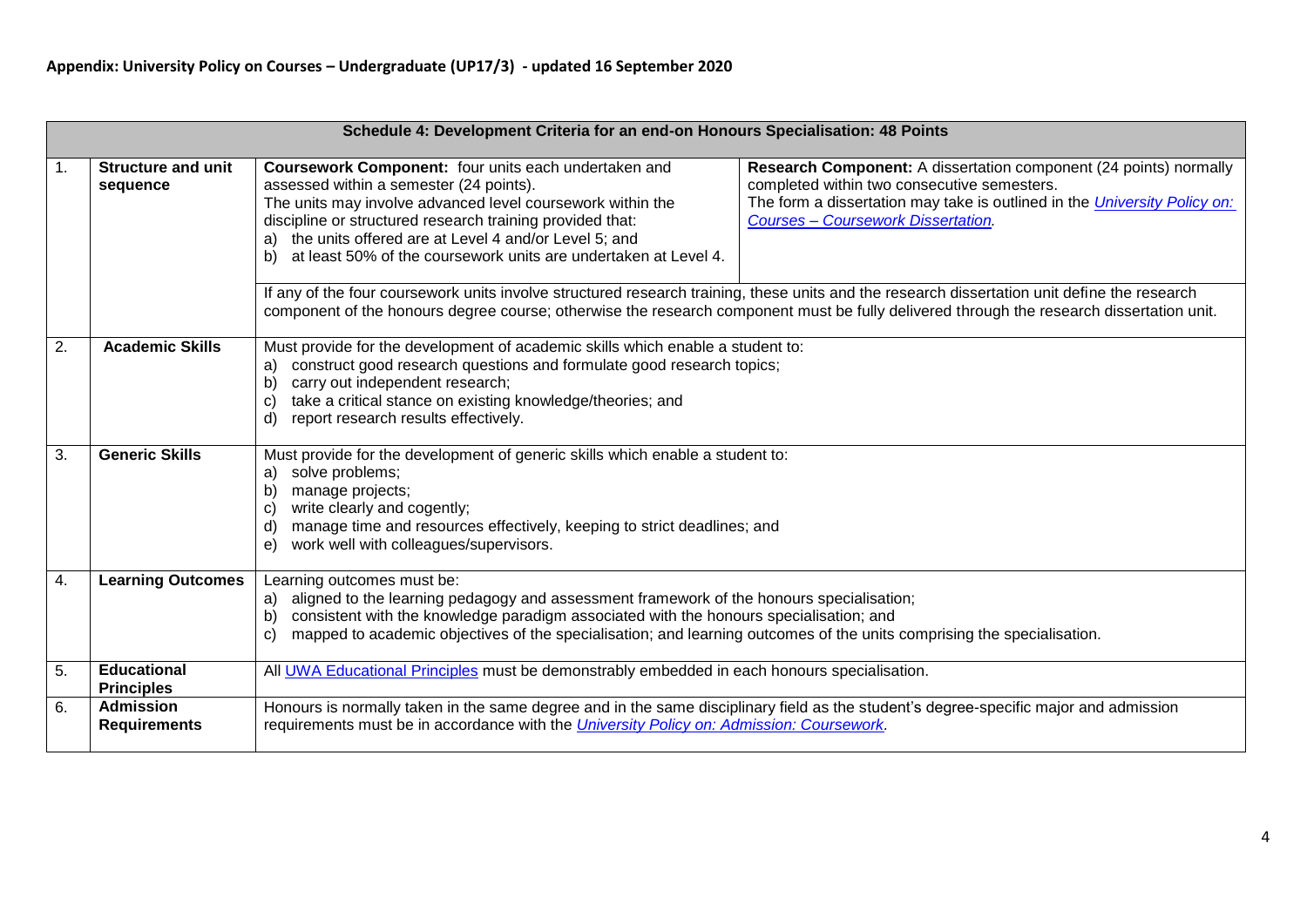## Appendix: University Policy on Courses – Undergraduate (UP17/3) - updated 16 September 2020

| Schedule 4: Development Criteria for an end-on Honours Specialisation: 48 Points | | | |
|---|---|---|---|
| 1. | **Structure and unit sequence** | **Coursework Component:** four units each undertaken and assessed within a semester (24 points).<br>The units may involve advanced level coursework within the discipline or structured research training provided that:<br>a) the units offered are at Level 4 and/or Level 5; and<br>b) at least 50% of the coursework units are undertaken at Level 4. | **Research Component:** A dissertation component (24 points) normally completed within two consecutive semesters.<br>The form a dissertation may take is outlined in the *[University Policy on: Courses – Coursework Dissertation](#)*. |
| | | If any of the four coursework units involve structured research training, these units and the research dissertation unit define the research component of the honours degree course; otherwise the research component must be fully delivered through the research dissertation unit. | |
| 2. | **Academic Skills** | Must provide for the development of academic skills which enable a student to:<br>a) construct good research questions and formulate good research topics;<br>b) carry out independent research;<br>c) take a critical stance on existing knowledge/theories; and<br>d) report research results effectively. | |
| 3. | **Generic Skills** | Must provide for the development of generic skills which enable a student to:<br>a) solve problems;<br>b) manage projects;<br>c) write clearly and cogently;<br>d) manage time and resources effectively, keeping to strict deadlines; and<br>e) work well with colleagues/supervisors. | |
| 4. | **Learning Outcomes** | Learning outcomes must be:<br>a) aligned to the learning pedagogy and assessment framework of the honours specialisation;<br>b) consistent with the knowledge paradigm associated with the honours specialisation; and<br>c) mapped to academic objectives of the specialisation; and learning outcomes of the units comprising the specialisation. | |
| 5. | **Educational Principles** | All [UWA Educational Principles](#) must be demonstrably embedded in each honours specialisation. | |
| 6. | **Admission Requirements** | Honours is normally taken in the same degree and in the same disciplinary field as the student's degree-specific major and admission requirements must be in accordance with the *[University Policy on: Admission: Coursework](#)*. | |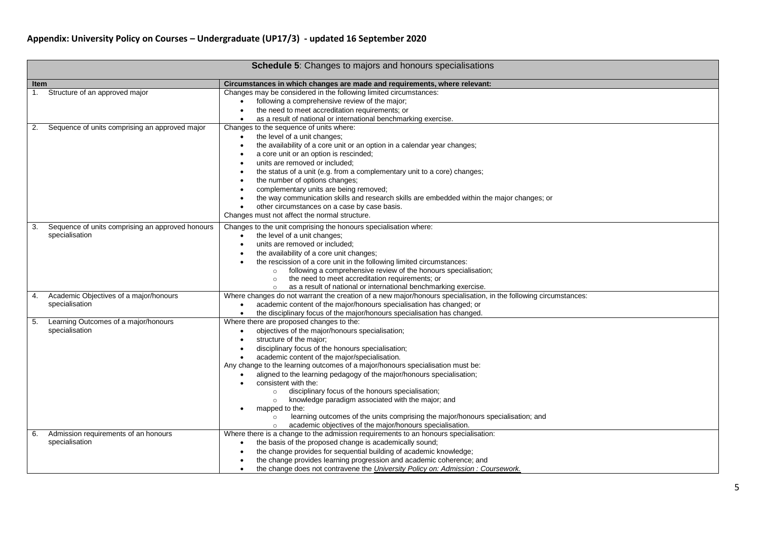## Appendix: University Policy on Courses – Undergraduate (UP17/3) - updated 16 September 2020

| **Schedule 5**: Changes to majors and honours specialisations | |
|---|---|
| **Item** | **Circumstances in which changes are made and requirements, where relevant:** |
| 1. Structure of an approved major | Changes may be considered in the following limited circumstances:<br>• following a comprehensive review of the major;<br>• the need to meet accreditation requirements; or<br>• as a result of national or international benchmarking exercise. |
| 2. Sequence of units comprising an approved major | Changes to the sequence of units where:<br>• the level of a unit changes;<br>• the availability of a core unit or an option in a calendar year changes;<br>• a core unit or an option is rescinded;<br>• units are removed or included;<br>• the status of a unit (e.g. from a complementary unit to a core) changes;<br>• the number of options changes;<br>• complementary units are being removed;<br>• the way communication skills and research skills are embedded within the major changes; or<br>• other circumstances on a case by case basis.<br>Changes must not affect the normal structure. |
| 3. Sequence of units comprising an approved honours specialisation | Changes to the unit comprising the honours specialisation where:<br>• the level of a unit changes;<br>• units are removed or included;<br>• the availability of a core unit changes;<br>• the rescission of a core unit in the following limited circumstances:<br>&nbsp;&nbsp;&nbsp;&nbsp;○ following a comprehensive review of the honours specialisation;<br>&nbsp;&nbsp;&nbsp;&nbsp;○ the need to meet accreditation requirements; or<br>&nbsp;&nbsp;&nbsp;&nbsp;○ as a result of national or international benchmarking exercise. |
| 4. Academic Objectives of a major/honours specialisation | Where changes do not warrant the creation of a new major/honours specialisation, in the following circumstances:<br>• academic content of the major/honours specialisation has changed; or<br>• the disciplinary focus of the major/honours specialisation has changed. |
| 5. Learning Outcomes of a major/honours specialisation | Where there are proposed changes to the:<br>• objectives of the major/honours specialisation;<br>• structure of the major;<br>• disciplinary focus of the honours specialisation;<br>• academic content of the major/specialisation.<br>Any change to the learning outcomes of a major/honours specialisation must be:<br>• aligned to the learning pedagogy of the major/honours specialisation;<br>• consistent with the:<br>&nbsp;&nbsp;&nbsp;&nbsp;○ disciplinary focus of the honours specialisation;<br>&nbsp;&nbsp;&nbsp;&nbsp;○ knowledge paradigm associated with the major; and<br>• mapped to the:<br>&nbsp;&nbsp;&nbsp;&nbsp;○ learning outcomes of the units comprising the major/honours specialisation; and<br>&nbsp;&nbsp;&nbsp;&nbsp;○ academic objectives of the major/honours specialisation. |
| 6. Admission requirements of an honours specialisation | Where there is a change to the admission requirements to an honours specialisation:<br>• the basis of the proposed change is academically sound;<br>• the change provides for sequential building of academic knowledge;<br>• the change provides learning progression and academic coherence; and<br>• the change does not contravene the *University Policy on: Admission : Coursework.* |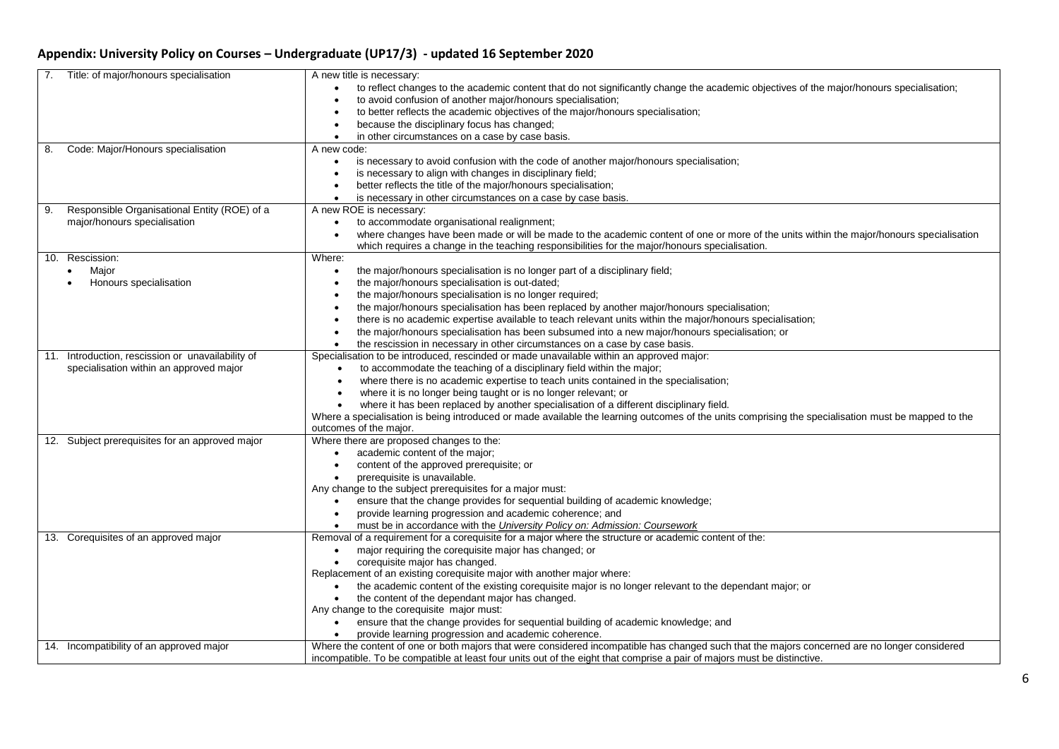## Appendix: University Policy on Courses – Undergraduate (UP17/3) - updated 16 September 2020

| | |
|---|---|
| 7. Title: of major/honours specialisation | A new title is necessary:<br>• to reflect changes to the academic content that do not significantly change the academic objectives of the major/honours specialisation;<br>• to avoid confusion of another major/honours specialisation;<br>• to better reflects the academic objectives of the major/honours specialisation;<br>• because the disciplinary focus has changed;<br>• in other circumstances on a case by case basis. |
| 8. Code: Major/Honours specialisation | A new code:<br>• is necessary to avoid confusion with the code of another major/honours specialisation;<br>• is necessary to align with changes in disciplinary field;<br>• better reflects the title of the major/honours specialisation;<br>• is necessary in other circumstances on a case by case basis. |
| 9. Responsible Organisational Entity (ROE) of a major/honours specialisation | A new ROE is necessary:<br>• to accommodate organisational realignment;<br>• where changes have been made or will be made to the academic content of one or more of the units within the major/honours specialisation which requires a change in the teaching responsibilities for the major/honours specialisation. |
| 10. Rescission:<br>• Major<br>• Honours specialisation | Where:<br>• the major/honours specialisation is no longer part of a disciplinary field;<br>• the major/honours specialisation is out-dated;<br>• the major/honours specialisation is no longer required;<br>• the major/honours specialisation has been replaced by another major/honours specialisation;<br>• there is no academic expertise available to teach relevant units within the major/honours specialisation;<br>• the major/honours specialisation has been subsumed into a new major/honours specialisation; or<br>• the rescission in necessary in other circumstances on a case by case basis. |
| 11. Introduction, rescission or unavailability of specialisation within an approved major | Specialisation to be introduced, rescinded or made unavailable within an approved major:<br>• to accommodate the teaching of a disciplinary field within the major;<br>• where there is no academic expertise to teach units contained in the specialisation;<br>• where it is no longer being taught or is no longer relevant; or<br>• where it has been replaced by another specialisation of a different disciplinary field.<br>Where a specialisation is being introduced or made available the learning outcomes of the units comprising the specialisation must be mapped to the outcomes of the major. |
| 12. Subject prerequisites for an approved major | Where there are proposed changes to the:<br>• academic content of the major;<br>• content of the approved prerequisite; or<br>• prerequisite is unavailable.<br>Any change to the subject prerequisites for a major must:<br>• ensure that the change provides for sequential building of academic knowledge;<br>• provide learning progression and academic coherence; and<br>• must be in accordance with the *University Policy on: Admission: Coursework* |
| 13. Corequisites of an approved major | Removal of a requirement for a corequisite for a major where the structure or academic content of the:<br>• major requiring the corequisite major has changed; or<br>• corequisite major has changed.<br>Replacement of an existing corequisite major with another major where:<br>• the academic content of the existing corequisite major is no longer relevant to the dependant major; or<br>• the content of the dependant major has changed.<br>Any change to the corequisite major must:<br>• ensure that the change provides for sequential building of academic knowledge; and<br>• provide learning progression and academic coherence. |
| 14. Incompatibility of an approved major | Where the content of one or both majors that were considered incompatible has changed such that the majors concerned are no longer considered incompatible. To be compatible at least four units out of the eight that comprise a pair of majors must be distinctive. |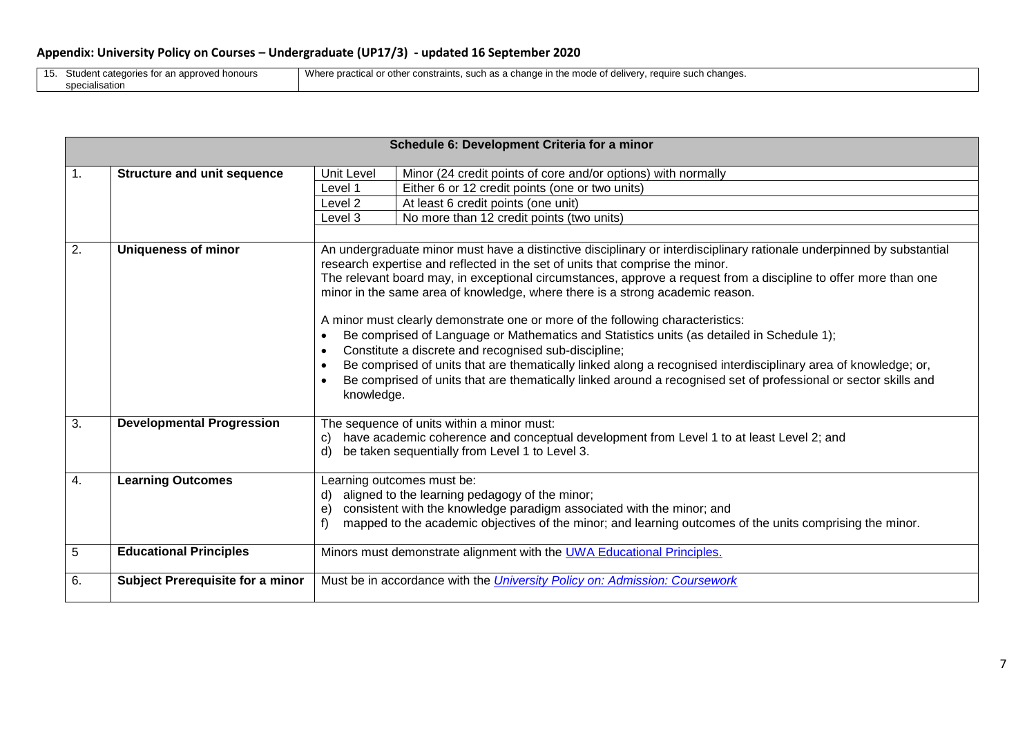| 15. Student categories for an approved honours specialisation | Where practical or other constraints, such as a change in the mode of delivery, require such changes. |
|---|---|

| Schedule 6: Development Criteria for a minor | | | |
|---|---|---|---|
| 1. | **Structure and unit sequence** | Unit Level | Minor (24 credit points of core and/or options) with normally |
| | | Level 1 | Either 6 or 12 credit points (one or two units) |
| | | Level 2 | At least 6 credit points (one unit) |
| | | Level 3 | No more than 12 credit points (two units) |
| 2. | **Uniqueness of minor** | An undergraduate minor must have a distinctive disciplinary or interdisciplinary rationale underpinned by substantial research expertise and reflected in the set of units that comprise the minor.<br>The relevant board may, in exceptional circumstances, approve a request from a discipline to offer more than one minor in the same area of knowledge, where there is a strong academic reason.<br><br>A minor must clearly demonstrate one or more of the following characteristics:<br>• Be comprised of Language or Mathematics and Statistics units (as detailed in Schedule 1);<br>• Constitute a discrete and recognised sub-discipline;<br>• Be comprised of units that are thematically linked along a recognised interdisciplinary area of knowledge; or,<br>• Be comprised of units that are thematically linked around a recognised set of professional or sector skills and knowledge. | |
| 3. | **Developmental Progression** | The sequence of units within a minor must:<br>c) have academic coherence and conceptual development from Level 1 to at least Level 2; and<br>d) be taken sequentially from Level 1 to Level 3. | |
| 4. | **Learning Outcomes** | Learning outcomes must be:<br>d) aligned to the learning pedagogy of the minor;<br>e) consistent with the knowledge paradigm associated with the minor; and<br>f) mapped to the academic objectives of the minor; and learning outcomes of the units comprising the minor. | |
| 5 | **Educational Principles** | Minors must demonstrate alignment with the [UWA Educational Principles.]() | |
| 6. | **Subject Prerequisite for a minor** | Must be in accordance with the *[University Policy on: Admission: Coursework]()* | |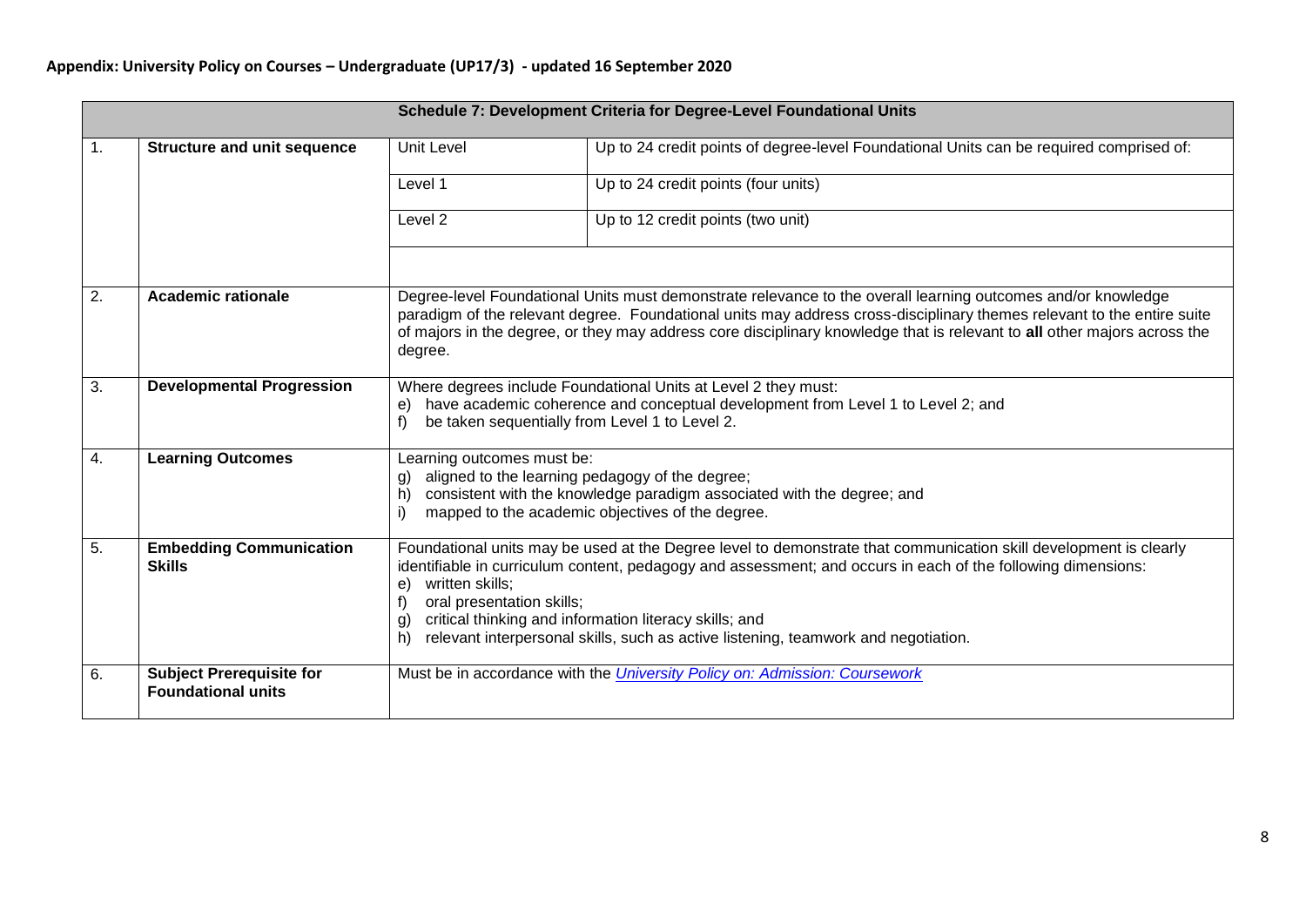## Appendix: University Policy on Courses – Undergraduate (UP17/3) - updated 16 September 2020

| Schedule 7: Development Criteria for Degree-Level Foundational Units | | | |
|---|---|---|---|
| 1. | **Structure and unit sequence** | Unit Level | Up to 24 credit points of degree-level Foundational Units can be required comprised of: |
| | | Level 1 | Up to 24 credit points (four units) |
| | | Level 2 | Up to 12 credit points (two unit) |
| | | | |
| 2. | **Academic rationale** | Degree-level Foundational Units must demonstrate relevance to the overall learning outcomes and/or knowledge paradigm of the relevant degree. Foundational units may address cross-disciplinary themes relevant to the entire suite of majors in the degree, or they may address core disciplinary knowledge that is relevant to **all** other majors across the degree. | |
| 3. | **Developmental Progression** | Where degrees include Foundational Units at Level 2 they must:<br>e) have academic coherence and conceptual development from Level 1 to Level 2; and<br>f) be taken sequentially from Level 1 to Level 2. | |
| 4. | **Learning Outcomes** | Learning outcomes must be:<br>g) aligned to the learning pedagogy of the degree;<br>h) consistent with the knowledge paradigm associated with the degree; and<br>i) mapped to the academic objectives of the degree. | |
| 5. | **Embedding Communication Skills** | Foundational units may be used at the Degree level to demonstrate that communication skill development is clearly identifiable in curriculum content, pedagogy and assessment; and occurs in each of the following dimensions:<br>e) written skills;<br>f) oral presentation skills;<br>g) critical thinking and information literacy skills; and<br>h) relevant interpersonal skills, such as active listening, teamwork and negotiation. | |
| 6. | **Subject Prerequisite for Foundational units** | Must be in accordance with the *University Policy on: Admission: Coursework* | |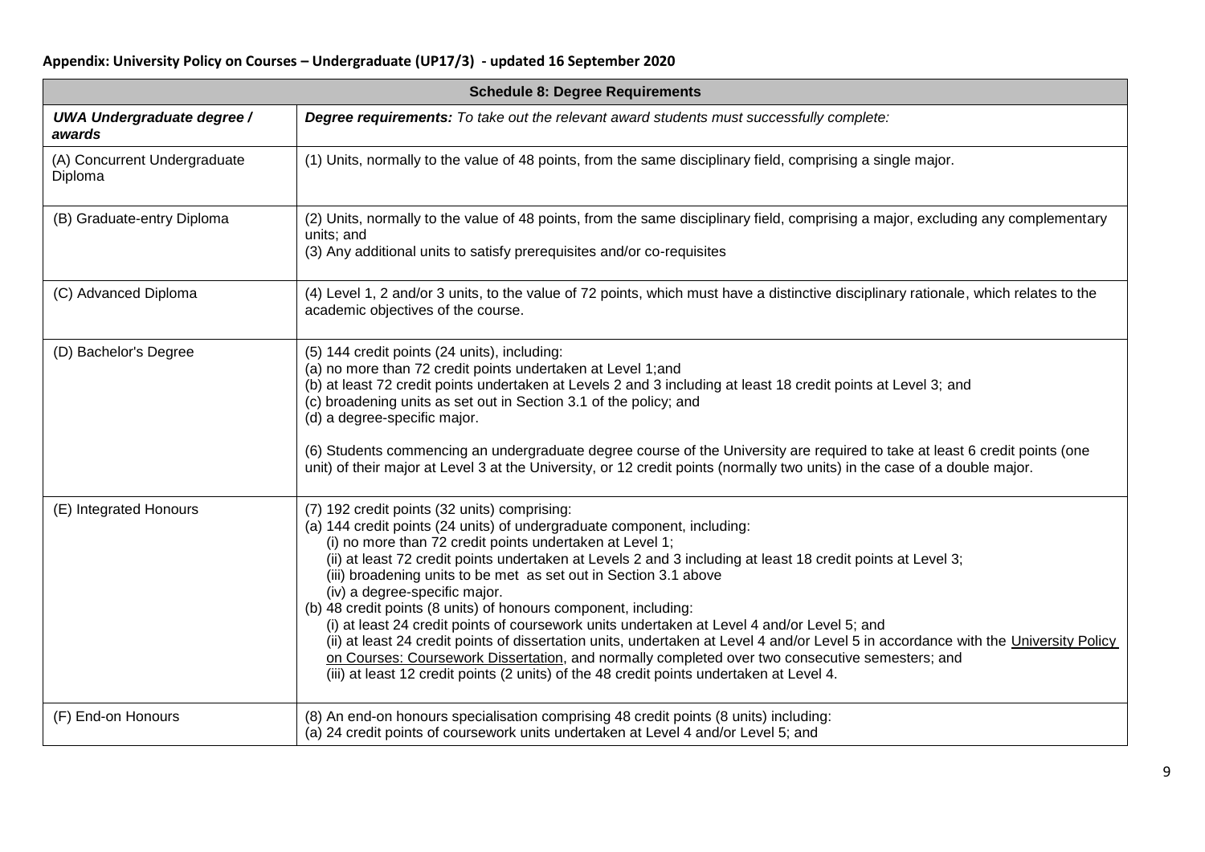**Appendix: University Policy on Courses – Undergraduate (UP17/3) - updated 16 September 2020**

| **Schedule 8: Degree Requirements** | |
|---|---|
| ***UWA Undergraduate degree / awards*** | ***Degree requirements:*** *To take out the relevant award students must successfully complete:* |
| (A) Concurrent Undergraduate Diploma | (1) Units, normally to the value of 48 points, from the same disciplinary field, comprising a single major. |
| (B) Graduate-entry Diploma | (2) Units, normally to the value of 48 points, from the same disciplinary field, comprising a major, excluding any complementary units; and<br>(3) Any additional units to satisfy prerequisites and/or co-requisites |
| (C) Advanced Diploma | (4) Level 1, 2 and/or 3 units, to the value of 72 points, which must have a distinctive disciplinary rationale, which relates to the academic objectives of the course. |
| (D) Bachelor's Degree | (5) 144 credit points (24 units), including:<br>(a) no more than 72 credit points undertaken at Level 1;and<br>(b) at least 72 credit points undertaken at Levels 2 and 3 including at least 18 credit points at Level 3; and<br>(c) broadening units as set out in Section 3.1 of the policy; and<br>(d) a degree-specific major.<br><br>(6) Students commencing an undergraduate degree course of the University are required to take at least 6 credit points (one unit) of their major at Level 3 at the University, or 12 credit points (normally two units) in the case of a double major. |
| (E) Integrated Honours | (7) 192 credit points (32 units) comprising:<br>(a) 144 credit points (24 units) of undergraduate component, including:<br>(i) no more than 72 credit points undertaken at Level 1;<br>(ii) at least 72 credit points undertaken at Levels 2 and 3 including at least 18 credit points at Level 3;<br>(iii) broadening units to be met as set out in Section 3.1 above<br>(iv) a degree-specific major.<br>(b) 48 credit points (8 units) of honours component, including:<br>(i) at least 24 credit points of coursework units undertaken at Level 4 and/or Level 5; and<br>(ii) at least 24 credit points of dissertation units, undertaken at Level 4 and/or Level 5 in accordance with the University Policy on Courses: Coursework Dissertation, and normally completed over two consecutive semesters; and<br>(iii) at least 12 credit points (2 units) of the 48 credit points undertaken at Level 4. |
| (F) End-on Honours | (8) An end-on honours specialisation comprising 48 credit points (8 units) including:<br>(a) 24 credit points of coursework units undertaken at Level 4 and/or Level 5; and |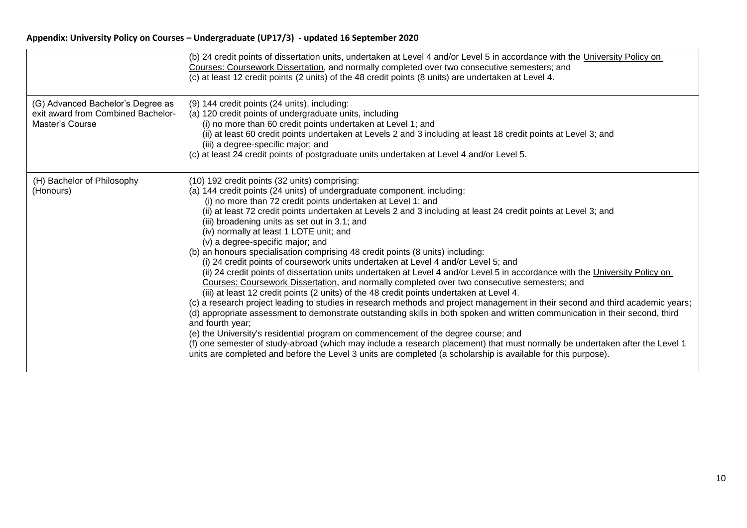| | |
|---|---|
| | (b) 24 credit points of dissertation units, undertaken at Level 4 and/or Level 5 in accordance with the University Policy on Courses: Coursework Dissertation, and normally completed over two consecutive semesters; and<br>(c) at least 12 credit points (2 units) of the 48 credit points (8 units) are undertaken at Level 4. |
| (G) Advanced Bachelor's Degree as exit award from Combined Bachelor-Master's Course | (9) 144 credit points (24 units), including:<br>(a) 120 credit points of undergraduate units, including<br>(i) no more than 60 credit points undertaken at Level 1; and<br>(ii) at least 60 credit points undertaken at Levels 2 and 3 including at least 18 credit points at Level 3; and<br>(iii) a degree-specific major; and<br>(c) at least 24 credit points of postgraduate units undertaken at Level 4 and/or Level 5. |
| (H) Bachelor of Philosophy (Honours) | (10) 192 credit points (32 units) comprising:<br>(a) 144 credit points (24 units) of undergraduate component, including:<br>(i) no more than 72 credit points undertaken at Level 1; and<br>(ii) at least 72 credit points undertaken at Levels 2 and 3 including at least 24 credit points at Level 3; and<br>(iii) broadening units as set out in 3.1; and<br>(iv) normally at least 1 LOTE unit; and<br>(v) a degree-specific major; and<br>(b) an honours specialisation comprising 48 credit points (8 units) including:<br>(i) 24 credit points of coursework units undertaken at Level 4 and/or Level 5; and<br>(ii) 24 credit points of dissertation units undertaken at Level 4 and/or Level 5 in accordance with the University Policy on Courses: Coursework Dissertation, and normally completed over two consecutive semesters; and<br>(iii) at least 12 credit points (2 units) of the 48 credit points undertaken at Level 4.<br>(c) a research project leading to studies in research methods and project management in their second and third academic years;<br>(d) appropriate assessment to demonstrate outstanding skills in both spoken and written communication in their second, third and fourth year;<br>(e) the University's residential program on commencement of the degree course; and<br>(f) one semester of study-abroad (which may include a research placement) that must normally be undertaken after the Level 1 units are completed and before the Level 3 units are completed (a scholarship is available for this purpose). |